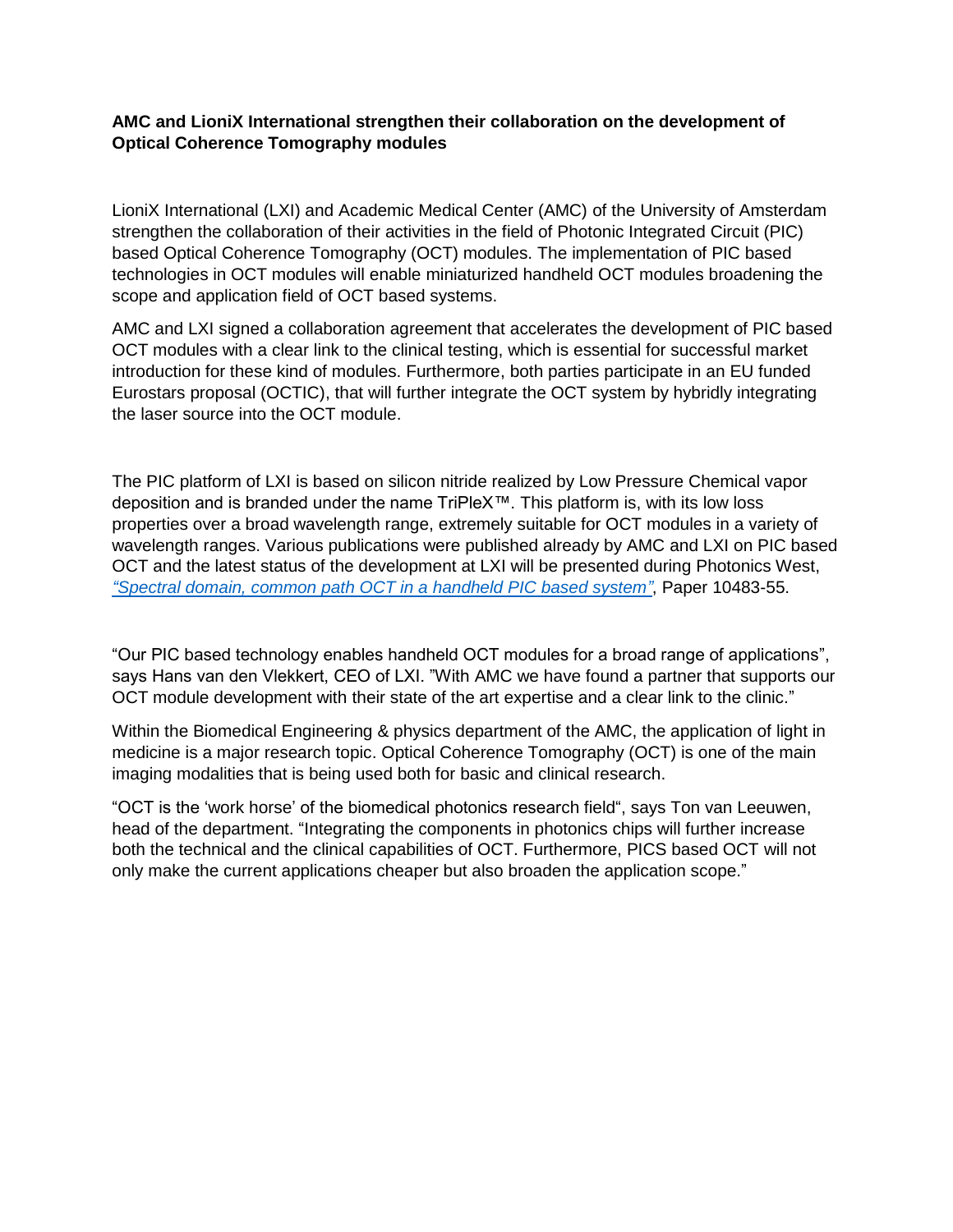**AMC and LioniX International strengthen their collaboration on the development of Optical Coherence Tomography modules**

LioniX International (LXI) and Academic Medical Center (AMC) of the University of Amsterdam strengthen the collaboration of their activities in the field of Photonic Integrated Circuit (PIC) based Optical Coherence Tomography (OCT) modules. The implementation of PIC based technologies in OCT modules will enable miniaturized handheld OCT modules broadening the scope and application field of OCT based systems.

AMC and LXI signed a collaboration agreement that accelerates the development of PIC based OCT modules with a clear link to the clinical testing, which is essential for successful market introduction for these kind of modules. Furthermore, both parties participate in an EU funded Eurostars proposal (OCTIC), that will further integrate the OCT system by hybridly integrating the laser source into the OCT module.

The PIC platform of LXI is based on silicon nitride realized by Low Pressure Chemical vapor deposition and is branded under the name TriPleX™. This platform is, with its low loss properties over a broad wavelength range, extremely suitable for OCT modules in a variety of wavelength ranges. Various publications were published already by AMC and LXI on PIC based OCT and the latest status of the development at LXI will be presented during Photonics West, *"Spectral domain, common path OCT in a handheld PIC based system"*, Paper 10483-55.

"Our PIC based technology enables handheld OCT modules for a broad range of applications", says Hans van den Vlekkert, CEO of LXI. "With AMC we have found a partner that supports our OCT module development with their state of the art expertise and a clear link to the clinic."

Within the Biomedical Engineering & physics department of the AMC, the application of light in medicine is a major research topic. Optical Coherence Tomography (OCT) is one of the main imaging modalities that is being used both for basic and clinical research.

"OCT is the 'work horse' of the biomedical photonics research field", says Ton van Leeuwen, head of the department. "Integrating the components in photonics chips will further increase both the technical and the clinical capabilities of OCT. Furthermore, PICS based OCT will not only make the current applications cheaper but also broaden the application scope."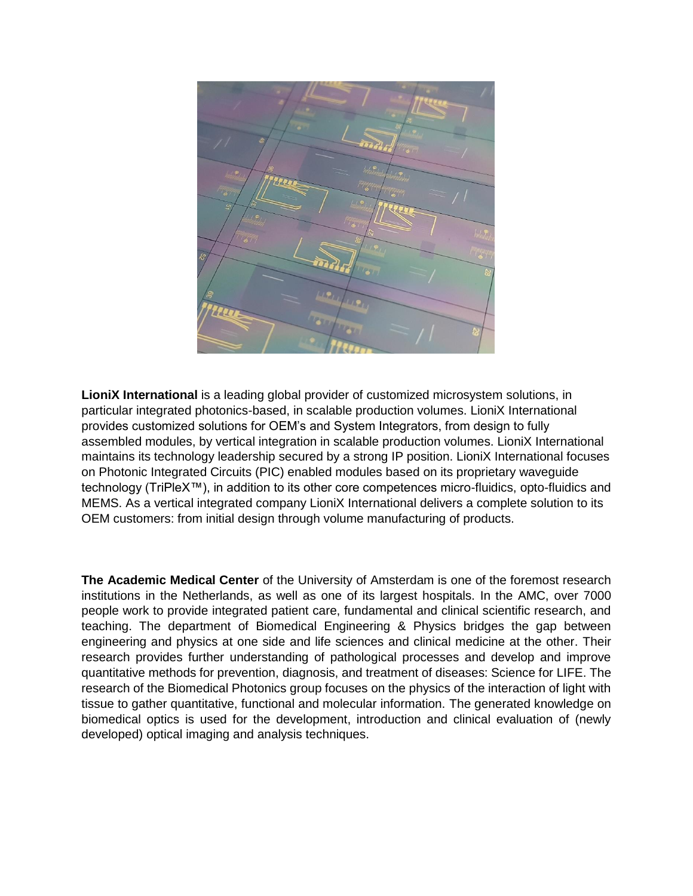**LioniX International** is a leading global provider of customized microsystem solutions, in particular integrated photonics-based, in scalable production volumes. LioniX International provides customized solutions for OEM's and System Integrators, from design to fully assembled modules, by vertical integration in scalable production volumes. LioniX International maintains its technology leadership secured by a strong IP position. LioniX International focuses on Photonic Integrated Circuits (PIC) enabled modules based on its proprietary waveguide technology (TriPleX™), in addition to its other core competences micro-fluidics, opto-fluidics and MEMS. As a vertical integrated company LioniX International delivers a complete solution to its OEM customers: from initial design through volume manufacturing of products.

**The Academic Medical Center** of the University of Amsterdam is one of the foremost research institutions in the Netherlands, as well as one of its largest hospitals. In the AMC, over 7000 people work to provide integrated patient care, fundamental and clinical scientific research, and teaching. The department of Biomedical Engineering & Physics bridges the gap between engineering and physics at one side and life sciences and clinical medicine at the other. Their research provides further understanding of pathological processes and develop and improve quantitative methods for prevention, diagnosis, and treatment of diseases: Science for LIFE. The research of the Biomedical Photonics group focuses on the physics of the interaction of light with tissue to gather quantitative, functional and molecular information. The generated knowledge on biomedical optics is used for the development, introduction and clinical evaluation of (newly developed) optical imaging and analysis techniques.